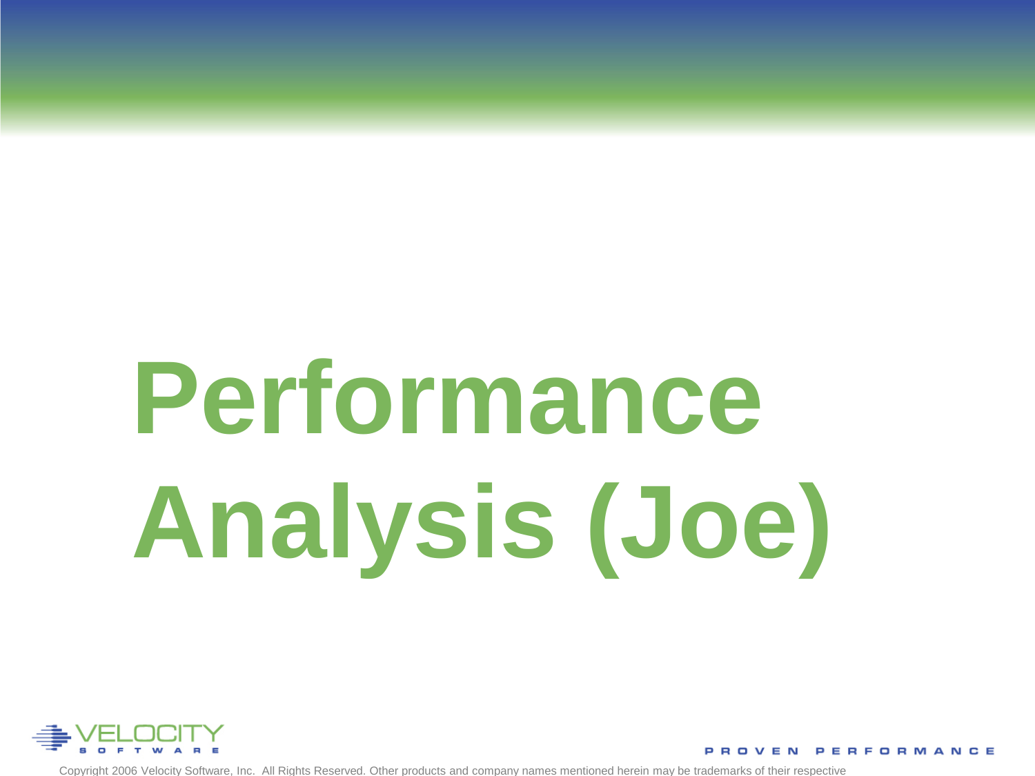# Performance Analysis (Joe)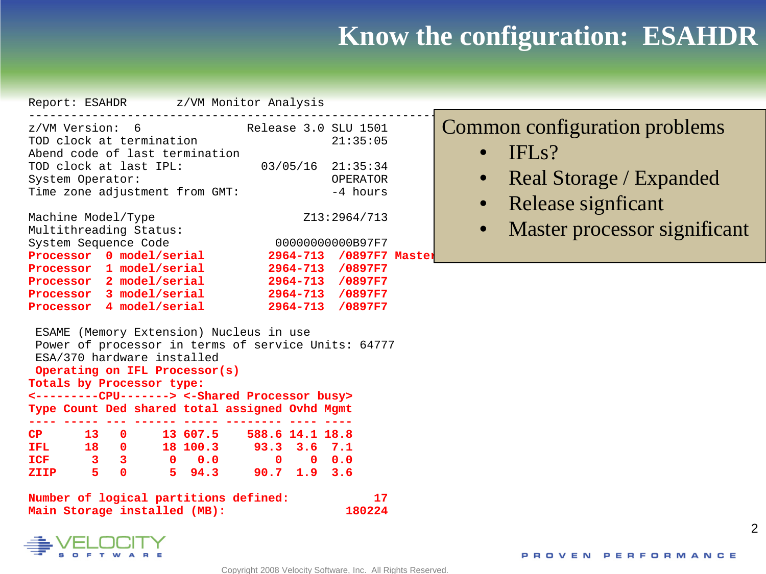# Know the configuration: ESAHDR

```
Report: ESAHDR       z/VM Monitor Analysis
------------------------------------------------------------
z/VM Version:  6              Release 3.0 SLU 1501
TOD clock at termination                  21:35:05
Abend code of last termination
TOD clock at last IPL:          03/05/16  21:35:34
System Operator:                          OPERATOR
Time zone adjustment from GMT:            -4 hours

Machine Model/Type                    Z13:2964/713
Multithreading Status:
System Sequence Code                 00000000000B97F7
Processor  0 model/serial         2964-713  /0897F7 Master
Processor  1 model/serial         2964-713  /0897F7
Processor  2 model/serial         2964-713  /0897F7
Processor  3 model/serial         2964-713  /0897F7
Processor  4 model/serial         2964-713  /0897F7

 ESAME (Memory Extension) Nucleus in use
 Power of processor in terms of service Units: 64777
 ESA/370 hardware installed
 Operating on IFL Processor(s)
Totals by Processor type:
<---------CPU-------> <-Shared Processor busy>
Type Count Ded shared total assigned Ovhd Mgmt
---- ----- --- ------ ----- -------- ---- ----
CP      13   0     13 607.5    588.6 14.1 18.8
IFL     18   0     18 100.3     93.3  3.6  7.1
ICF      3   3      0   0.0        0    0  0.0
ZIIP     5   0      5  94.3     90.7  1.9  3.6

Number of logical partitions defined:           17
Main Storage installed (MB):                180224
```

Common configuration problems

- IFLs?
- Real Storage / Expanded
- Release signficant
- Master processor significant

Copyright 2008 Velocity Software, Inc. All Rights Reserved.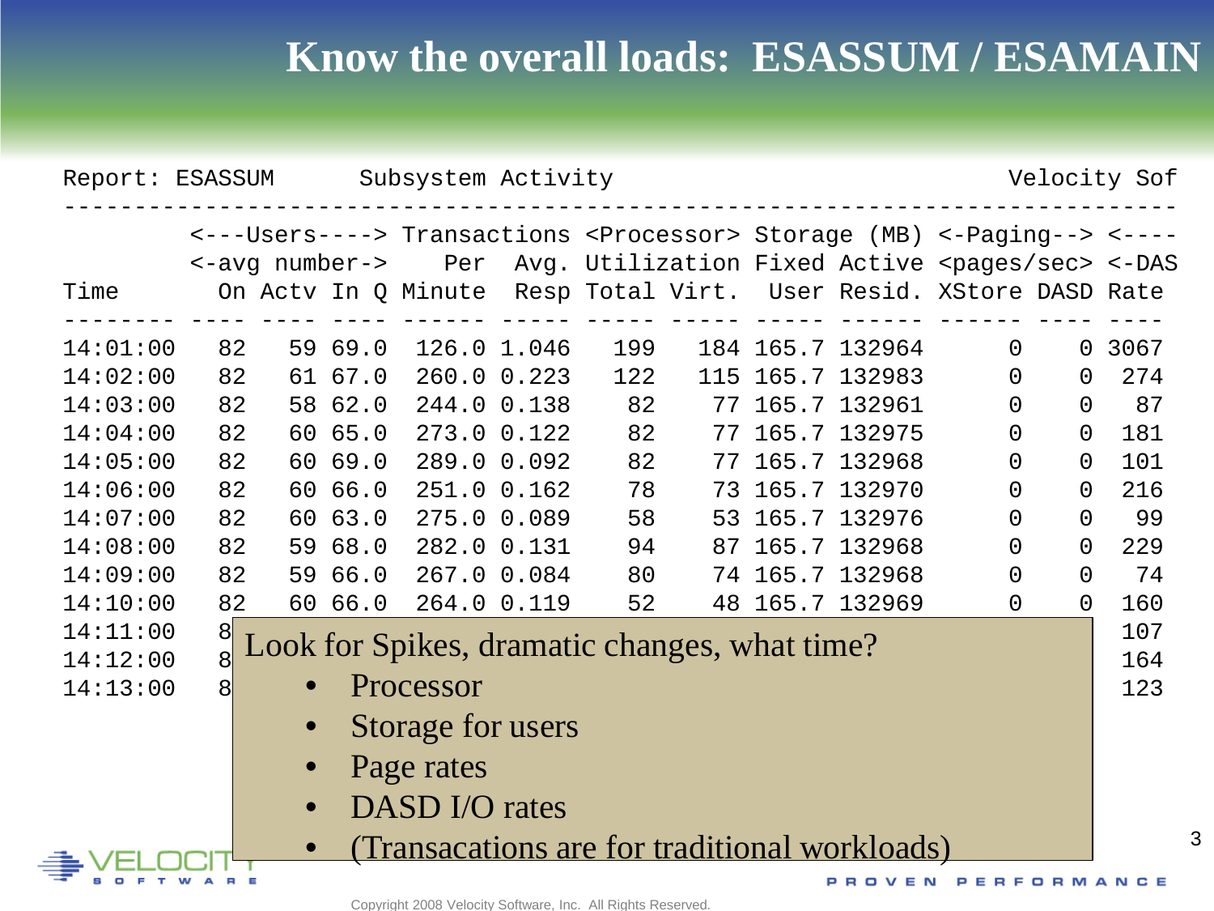# Know the overall loads: ESASSUM / ESAMAIN

```
Report: ESASSUM      Subsystem Activity                          Velocity Sof
-----------------------------------------------------------------------------
         <---Users----> Transactions <Processor> Storage (MB) <-Paging--> <----
         <-avg number->    Per   Avg. Utilization Fixed Active <pages/sec> <-DAS
Time       On Actv In Q Minute  Resp Total Virt.  User Resid. XStore DASD Rate
-------- ---- ---- ---- ------ ----- ----- ----- ----- ------ ------ ---- ----
14:01:00   82   59 69.0  126.0 1.046   199   184 165.7 132964      0    0 3067
14:02:00   82   61 67.0  260.0 0.223   122   115 165.7 132983      0    0  274
14:03:00   82   58 62.0  244.0 0.138    82    77 165.7 132961      0    0   87
14:04:00   82   60 65.0  273.0 0.122    82    77 165.7 132975      0    0  181
14:05:00   82   60 69.0  289.0 0.092    82    77 165.7 132968      0    0  101
14:06:00   82   60 66.0  251.0 0.162    78    73 165.7 132970      0    0  216
14:07:00   82   60 63.0  275.0 0.089    58    53 165.7 132976      0    0   99
14:08:00   82   59 68.0  282.0 0.131    94    87 165.7 132968      0    0  229
14:09:00   82   59 66.0  267.0 0.084    80    74 165.7 132968      0    0   74
14:10:00   82   60 66.0  264.0 0.119    52    48 165.7 132969      0    0  160
14:11:00   8                                                                107
14:12:00   8                                                                164
14:13:00   8                                                                123
```

Look for Spikes, dramatic changes, what time?

- Processor
- Storage for users
- Page rates
- DASD I/O rates
- (Transacations are for traditional workloads)

Copyright 2008 Velocity Software, Inc. All Rights Reserved.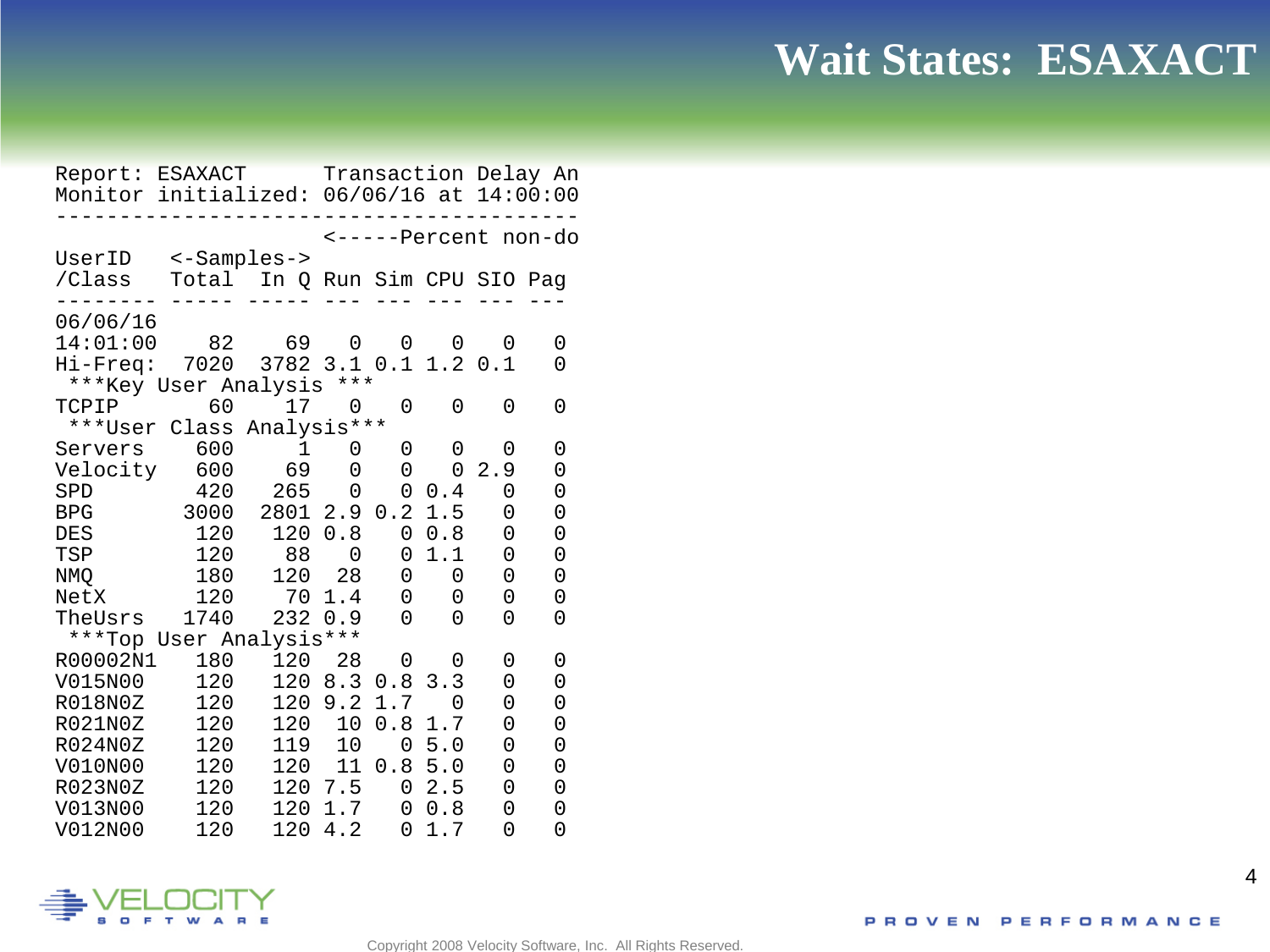# Wait States: ESAXACT

```
Report: ESAXACT      Transaction Delay An
Monitor initialized: 06/06/16 at 14:00:00
-----------------------------------------
                     <-----Percent non-do
UserID   <-Samples->
/Class   Total  In Q Run Sim CPU SIO Pag
-------- ----- ----- --- --- --- --- ---
06/06/16
14:01:00    82    69   0   0   0   0   0
Hi-Freq:  7020  3782 3.1 0.1 1.2 0.1   0
 ***Key User Analysis ***
TCPIP       60    17   0   0   0   0   0
 ***User Class Analysis***
Servers    600     1   0   0   0   0   0
Velocity   600    69   0   0   0 2.9   0
SPD        420   265   0   0 0.4   0   0
BPG       3000  2801 2.9 0.2 1.5   0   0
DES        120   120 0.8   0 0.8   0   0
TSP        120    88   0   0 1.1   0   0
NMQ        180   120  28   0   0   0   0
NetX       120    70 1.4   0   0   0   0
TheUsrs   1740   232 0.9   0   0   0   0
 ***Top User Analysis***
R00002N1   180   120  28   0   0   0   0
V015N00    120   120 8.3 0.8 3.3   0   0
R018N0Z    120   120 9.2 1.7   0   0   0
R021N0Z    120   120  10 0.8 1.7   0   0
R024N0Z    120   119  10   0 5.0   0   0
V010N00    120   120  11 0.8 5.0   0   0
R023N0Z    120   120 7.5   0 2.5   0   0
V013N00    120   120 1.7   0 0.8   0   0
V012N00    120   120 4.2   0 1.7   0   0
```

Copyright 2008 Velocity Software, Inc. All Rights Reserved.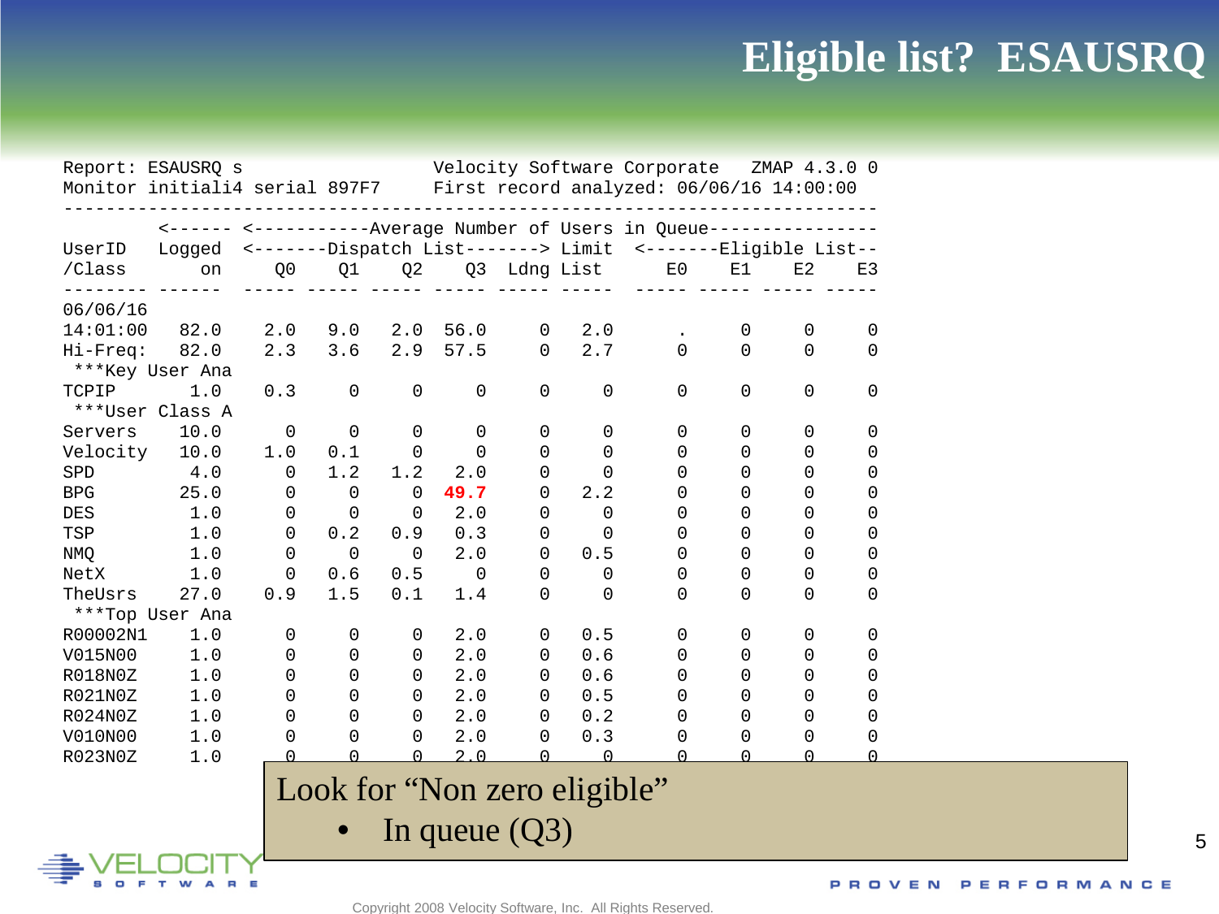# Eligible list? ESAUSRQ

```
Report: ESAUSRQ s                  Velocity Software Corporate   ZMAP 4.3.0 0
Monitor initiali4 serial 897F7     First record analyzed: 06/06/16 14:00:00
-----------------------------------------------------------------------------
         <------ <-----------Average Number of Users in Queue----------------
UserID   Logged  <-------Dispatch List-------> Limit  <-------Eligible List--
/Class       on     Q0    Q1    Q2    Q3  Ldng List      E0    E1    E2    E3
-------- ------  ----- ----- ----- ----- ----- -----  ----- ----- ----- -----
06/06/16
14:01:00   82.0    2.0   9.0   2.0  56.0     0   2.0      .     0     0     0
Hi-Freq:   82.0    2.3   3.6   2.9  57.5     0   2.7      0     0     0     0
 ***Key User Ana
TCPIP       1.0    0.3     0     0     0     0     0      0     0     0     0
 ***User Class A
Servers    10.0      0     0     0     0     0     0      0     0     0     0
Velocity   10.0    1.0   0.1     0     0     0     0      0     0     0     0
SPD         4.0      0   1.2   1.2   2.0     0     0      0     0     0     0
BPG        25.0      0     0     0  49.7     0   2.2      0     0     0     0
DES         1.0      0     0     0   2.0     0     0      0     0     0     0
TSP         1.0      0   0.2   0.9   0.3     0     0      0     0     0     0
NMQ         1.0      0     0     0   2.0     0   0.5      0     0     0     0
NetX        1.0      0   0.6   0.5     0     0     0      0     0     0     0
TheUsrs    27.0    0.9   1.5   0.1   1.4     0     0      0     0     0     0
 ***Top User Ana
R00002N1    1.0      0     0     0   2.0     0   0.5      0     0     0     0
V015N00     1.0      0     0     0   2.0     0   0.6      0     0     0     0
R018N0Z     1.0      0     0     0   2.0     0   0.6      0     0     0     0
R021N0Z     1.0      0     0     0   2.0     0   0.5      0     0     0     0
R024N0Z     1.0      0     0     0   2.0     0   0.2      0     0     0     0
V010N00     1.0      0     0     0   2.0     0   0.3      0     0     0     0
R023N0Z     1.0      0     0     0   2.0     0     0      0     0     0     0
```

Look for "Non zero eligible"

- In queue (Q3)

PROVEN PERFORMANCE

Copyright 2008 Velocity Software, Inc. All Rights Reserved.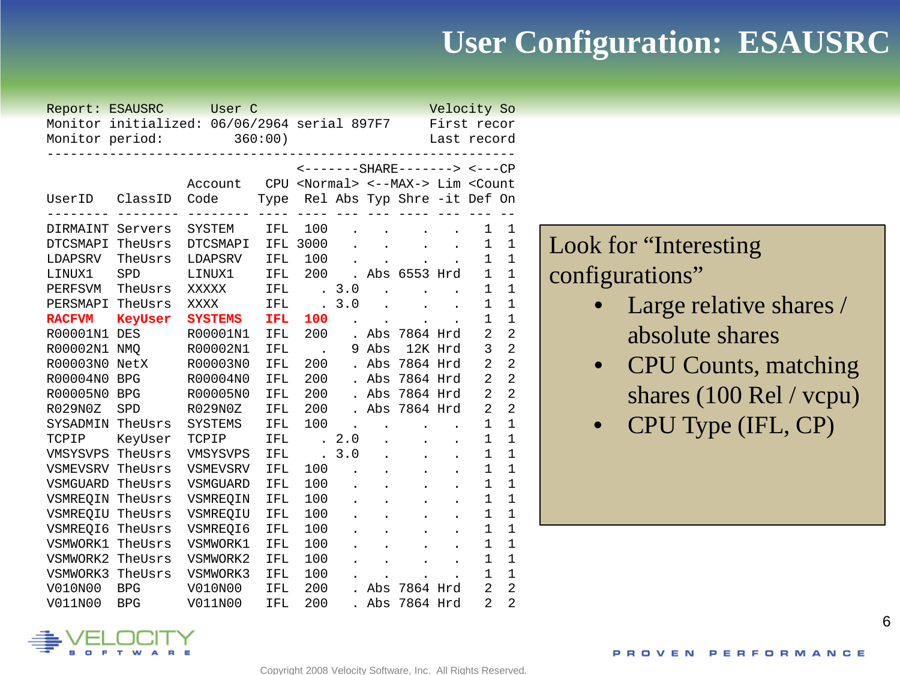# User Configuration: ESAUSRC

```
Report: ESAUSRC      User C                          Velocity So
Monitor initialized: 06/06/2964 serial 897F7         First recor
Monitor period:         360:00)                      Last record
------------------------------------------------------------
                                <-------SHARE-------> <---CP
                  Account   CPU <Normal> <--MAX-> Lim <Count
UserID   ClassID  Code      Type  Rel Abs Typ Shre -it Def On
-------- -------- -------- ---- ---- --- --- ---- --- --- --
DIRMAINT Servers  SYSTEM    IFL  100   .   .    .   .   1  1
DTCSMAPI TheUsrs  DTCSMAPI  IFL 3000   .   .    .   .   1  1
LDAPSRV  TheUsrs  LDAPSRV   IFL  100   .   .    .   .   1  1
LINUX1   SPD      LINUX1    IFL  200   . Abs 6553 Hrd   1  1
PERFSVM  TheUsrs  XXXXX     IFL    . 3.0   .    .   .   1  1
PERSMAPI TheUsrs  XXXX      IFL    . 3.0   .    .   .   1  1
RACFVM   KeyUser  SYSTEMS   IFL  100   .   .    .   .   1  1
R00001N1 DES      R00001N1  IFL  200   . Abs 7864 Hrd   2  2
R00002N1 NMQ      R00002N1  IFL    .   9 Abs  12K Hrd   3  2
R00003N0 NetX     R00003N0  IFL  200   . Abs 7864 Hrd   2  2
R00004N0 BPG      R00004N0  IFL  200   . Abs 7864 Hrd   2  2
R00005N0 BPG      R00005N0  IFL  200   . Abs 7864 Hrd   2  2
R029N0Z  SPD      R029N0Z   IFL  200   . Abs 7864 Hrd   2  2
SYSADMIN TheUsrs  SYSTEMS   IFL  100   .   .    .   .   1  1
TCPIP    KeyUser  TCPIP     IFL    . 2.0   .    .   .   1  1
VMSYSVPS TheUsrs  VMSYSVPS  IFL    . 3.0   .    .   .   1  1
VSMEVSRV TheUsrs  VSMEVSRV  IFL  100   .   .    .   .   1  1
VSMGUARD TheUsrs  VSMGUARD  IFL  100   .   .    .   .   1  1
VSMREQIN TheUsrs  VSMREQIN  IFL  100   .   .    .   .   1  1
VSMREQIU TheUsrs  VSMREQIU  IFL  100   .   .    .   .   1  1
VSMREQI6 TheUsrs  VSMREQI6  IFL  100   .   .    .   .   1  1
VSMWORK1 TheUsrs  VSMWORK1  IFL  100   .   .    .   .   1  1
VSMWORK2 TheUsrs  VSMWORK2  IFL  100   .   .    .   .   1  1
VSMWORK3 TheUsrs  VSMWORK3  IFL  100   .   .    .   .   1  1
V010N00  BPG      V010N00   IFL  200   . Abs 7864 Hrd   2  2
V011N00  BPG      V011N00   IFL  200   . Abs 7864 Hrd   2  2
```

Look for "Interesting configurations"

- Large relative shares / absolute shares
- CPU Counts, matching shares (100 Rel / vcpu)
- CPU Type (IFL, CP)

Copyright 2008 Velocity Software, Inc. All Rights Reserved.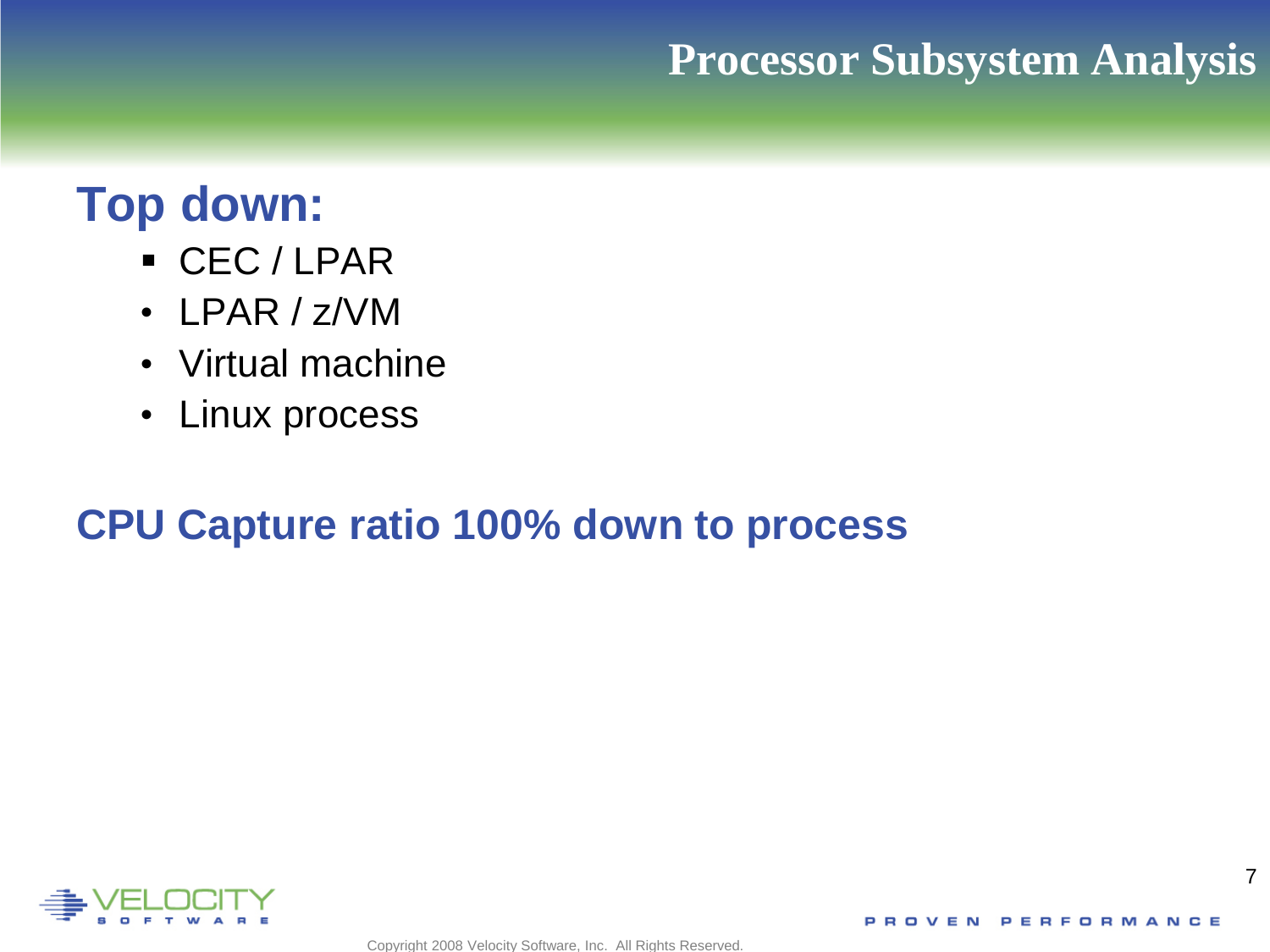# Processor Subsystem Analysis

## Top down:

- CEC / LPAR
- LPAR / z/VM
- Virtual machine
- Linux process

## CPU Capture ratio 100% down to process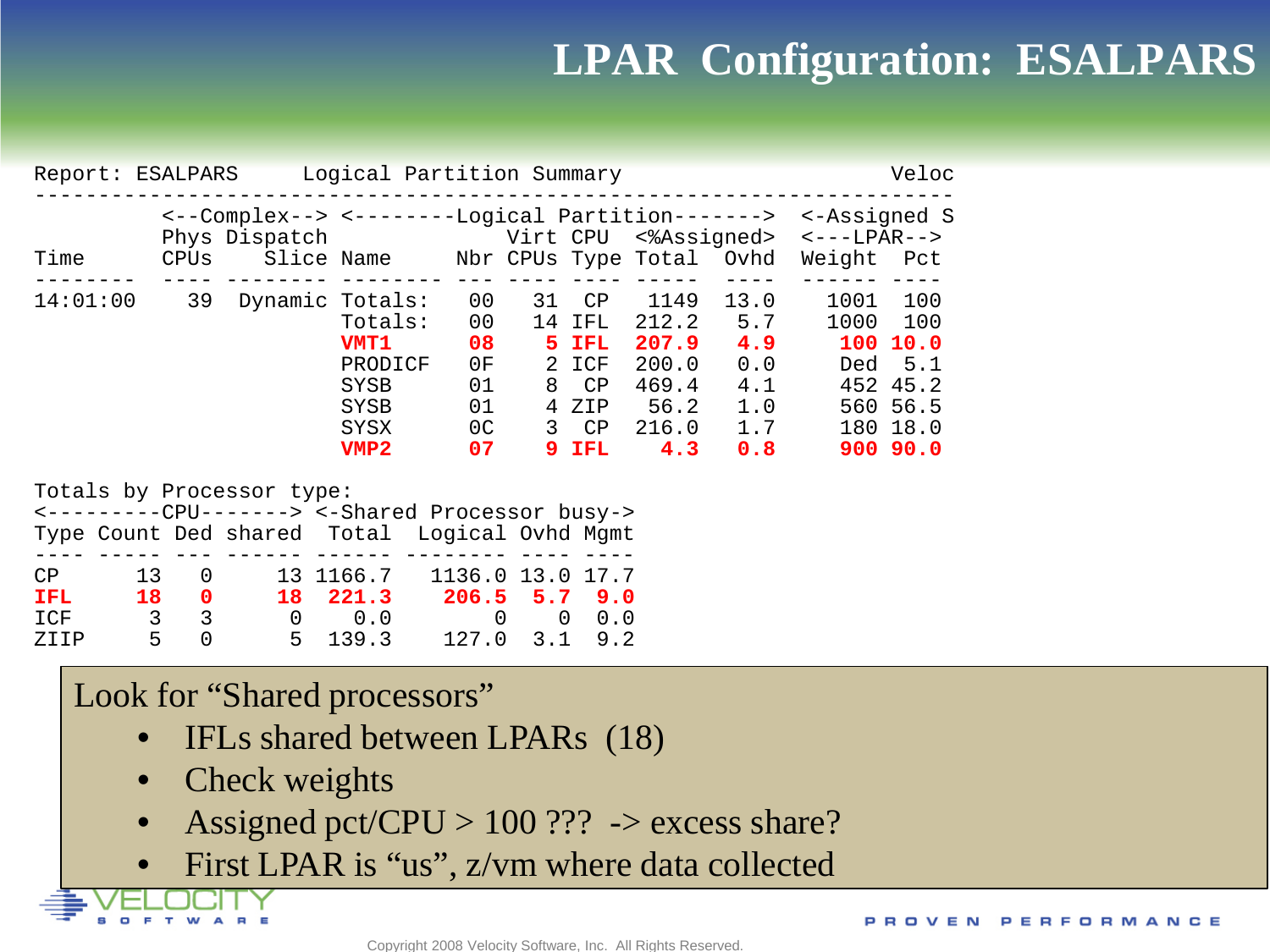# LPAR Configuration: ESALPARS

```
Report: ESALPARS     Logical Partition Summary                        Veloc
---------------------------------------------------------------------------
         <--Complex--> <--------Logical Partition-------> <-Assigned S
         Phys Dispatch              Virt CPU  <%Assigned> <---LPAR-->
Time     CPUs    Slice Name     Nbr CPUs Type Total  Ovhd  Weight  Pct
-------- ---- -------- -------- --- ---- ---- -----  ----  ------ ----
14:01:00   39  Dynamic Totals:   00   31  CP   1149  13.0    1001  100
                       Totals:   00   14 IFL  212.2   5.7    1000  100
                       VMT1      08    5 IFL  207.9   4.9     100 10.0
                       PRODICF   0F    2 ICF  200.0   0.0     Ded  5.1
                       SYSB      01    8  CP  469.4   4.1     452 45.2
                       SYSB      01    4 ZIP   56.2   1.0     560 56.5
                       SYSX      0C    3  CP  216.0   1.7     180 18.0
                       VMP2      07    9 IFL    4.3   0.8     900 90.0

Totals by Processor type:
<---------CPU-------> <-Shared Processor busy->
Type Count Ded shared  Total  Logical Ovhd Mgmt
---- ----- --- ------ ------ -------- ---- ----
CP      13   0     13 1166.7   1136.0 13.0 17.7
IFL     18   0     18  221.3    206.5  5.7  9.0
ICF      3   3      0    0.0        0    0  0.0
ZIIP     5   0      5  139.3    127.0  3.1  9.2
```

Look for "Shared processors"

- IFLs shared between LPARs (18)
- Check weights
- Assigned pct/CPU > 100 ??? -> excess share?
- First LPAR is "us", z/vm where data collected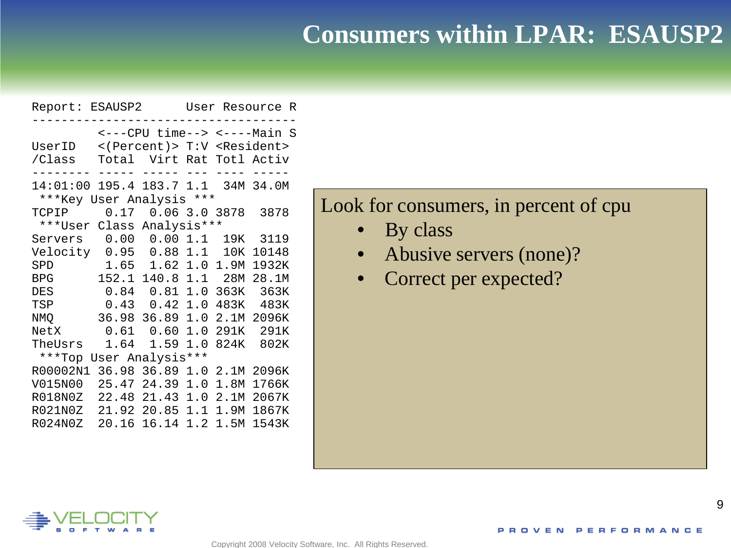# Consumers within LPAR: ESAUSP2

```
Report: ESAUSP2      User Resource R
------------------------------------
         <---CPU time--> <----Main S
UserID   <(Percent)> T:V <Resident>
/Class   Total  Virt Rat Totl Activ
-------- ----- ----- --- ---- -----
14:01:00 195.4 183.7 1.1  34M 34.0M
 ***Key User Analysis ***
TCPIP     0.17  0.06 3.0 3878  3878
 ***User Class Analysis***
Servers   0.00  0.00 1.1  19K  3119
Velocity  0.95  0.88 1.1  10K 10148
SPD       1.65  1.62 1.0 1.9M 1932K
BPG      152.1 140.8 1.1  28M 28.1M
DES       0.84  0.81 1.0 363K  363K
TSP       0.43  0.42 1.0 483K  483K
NMQ      36.98 36.89 1.0 2.1M 2096K
NetX      0.61  0.60 1.0 291K  291K
TheUsrs   1.64  1.59 1.0 824K  802K
 ***Top User Analysis***
R00002N1 36.98 36.89 1.0 2.1M 2096K
V015N00  25.47 24.39 1.0 1.8M 1766K
R018N0Z  22.48 21.43 1.0 2.1M 2067K
R021N0Z  21.92 20.85 1.1 1.9M 1867K
R024N0Z  20.16 16.14 1.2 1.5M 1543K
```

Look for consumers, in percent of cpu

- By class
- Abusive servers (none)?
- Correct per expected?

Copyright 2008 Velocity Software, Inc. All Rights Reserved.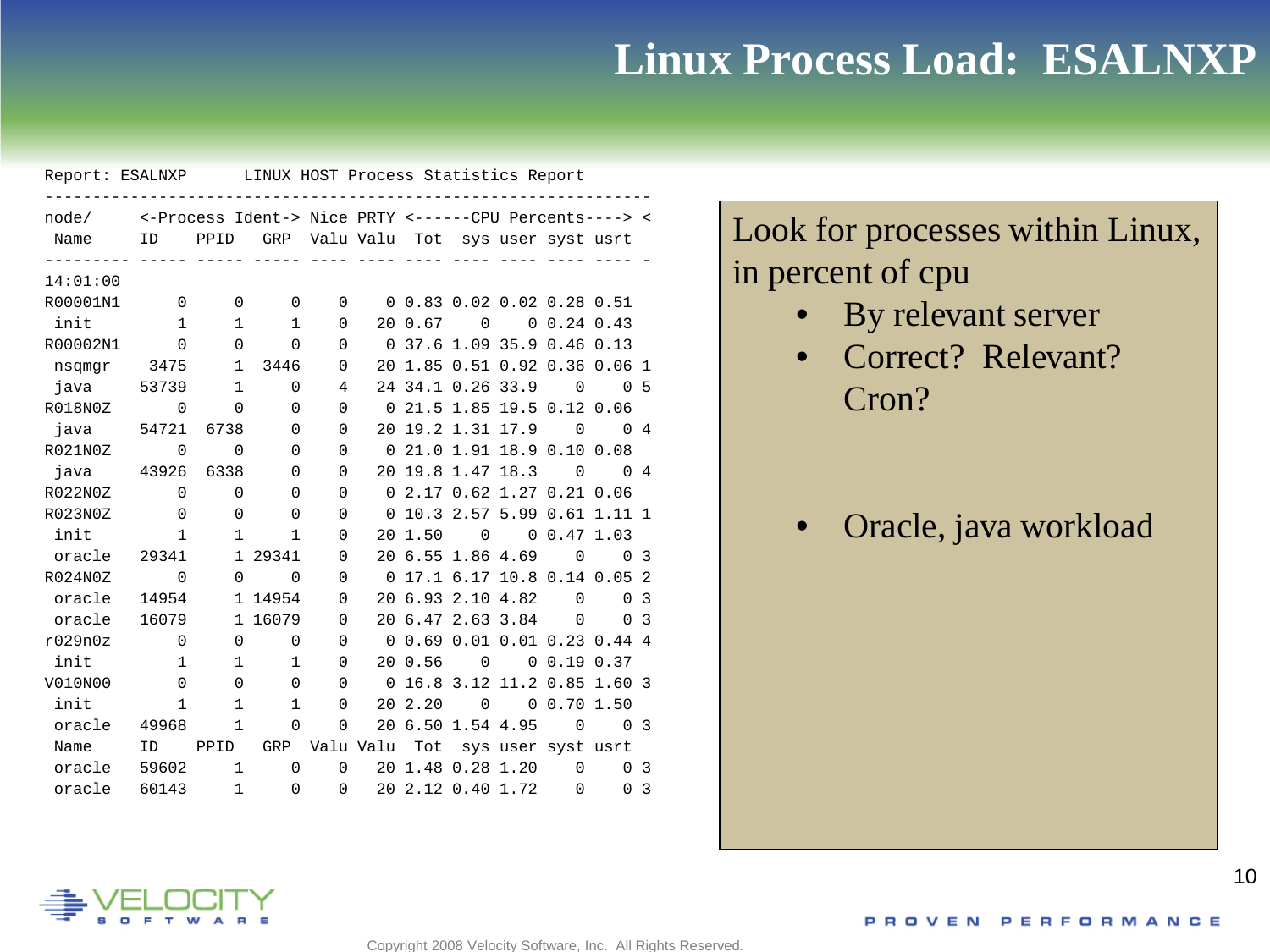# Linux Process Load: ESALNXP

```
Report: ESALNXP      LINUX HOST Process Statistics Report
-------------------------------------------------------------------
node/     <-Process Ident-> Nice PRTY <------CPU Percents----> <
 Name      ID    PPID   GRP  Valu Valu  Tot  sys user syst usrt
--------- ----- ----- ----- ---- ---- ---- ---- ---- ---- ---- -
14:01:00
R00001N1      0     0     0    0    0 0.83 0.02 0.02 0.28 0.51
 init         1     1     1    0   20 0.67    0    0 0.24 0.43
R00002N1      0     0     0    0    0 37.6 1.09 35.9 0.46 0.13
 nsqmgr    3475     1  3446    0   20 1.85 0.51 0.92 0.36 0.06 1
 java     53739     1     0    4   24 34.1 0.26 33.9    0    0 5
R018N0Z       0     0     0    0    0 21.5 1.85 19.5 0.12 0.06
 java     54721  6738     0    0   20 19.2 1.31 17.9    0    0 4
R021N0Z       0     0     0    0    0 21.0 1.91 18.9 0.10 0.08
 java     43926  6338     0    0   20 19.8 1.47 18.3    0    0 4
R022N0Z       0     0     0    0    0 2.17 0.62 1.27 0.21 0.06
R023N0Z       0     0     0    0    0 10.3 2.57 5.99 0.61 1.11 1
 init         1     1     1    0   20 1.50    0    0 0.47 1.03
 oracle   29341     1 29341    0   20 6.55 1.86 4.69    0    0 3
R024N0Z       0     0     0    0    0 17.1 6.17 10.8 0.14 0.05 2
 oracle   14954     1 14954    0   20 6.93 2.10 4.82    0    0 3
 oracle   16079     1 16079    0   20 6.47 2.63 3.84    0    0 3
r029n0z       0     0     0    0    0 0.69 0.01 0.01 0.23 0.44 4
 init         1     1     1    0   20 0.56    0    0 0.19 0.37
V010N00       0     0     0    0    0 16.8 3.12 11.2 0.85 1.60 3
 init         1     1     1    0   20 2.20    0    0 0.70 1.50
 oracle   49968     1     0    0   20 6.50 1.54 4.95    0    0 3
 Name      ID    PPID   GRP  Valu Valu  Tot  sys user syst usrt
 oracle   59602     1     0    0   20 1.48 0.28 1.20    0    0 3
 oracle   60143     1     0    0   20 2.12 0.40 1.72    0    0 3
```

Look for processes within Linux, in percent of cpu

- By relevant server
- Correct? Relevant? Cron?
- Oracle, java workload

Copyright 2008 Velocity Software, Inc. All Rights Reserved.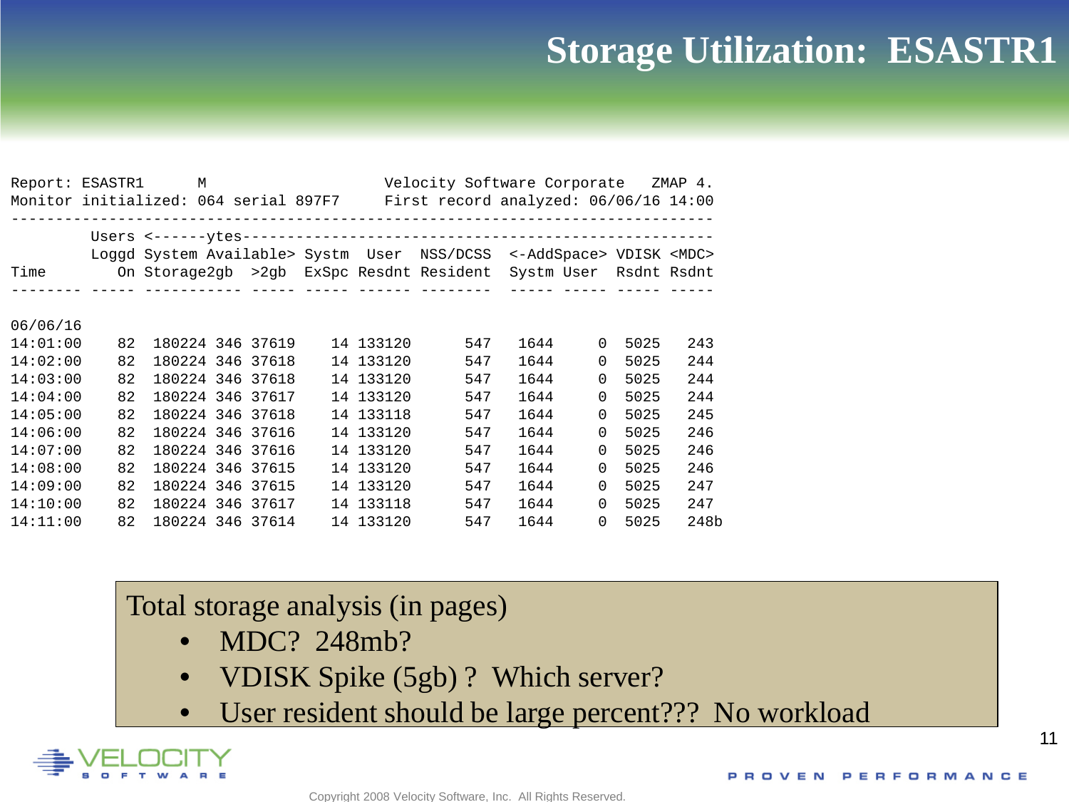# Storage Utilization: ESASTR1

```
Report: ESASTR1      M                   Velocity Software Corporate   ZMAP 4.
Monitor initialized: 064 serial 897F7     First record analyzed: 06/06/16 14:00
--------------------------------------------------------------------------------
         Users <------ytes---------------------------------------------------
         Loggd System Available> Systm  User  NSS/DCSS  <-AddSpace> VDISK <MDC>
Time        On Storage2gb  >2gb  ExSpc Resdnt Resident  Systm User  Rsdnt Rsdnt
-------- ----- ----------- ----- ----- ------ --------  ----- ----- ----- -----

06/06/16
14:01:00    82  180224 346 37619    14 133120      547   1644     0  5025   243
14:02:00    82  180224 346 37618    14 133120      547   1644     0  5025   244
14:03:00    82  180224 346 37618    14 133120      547   1644     0  5025   244
14:04:00    82  180224 346 37617    14 133120      547   1644     0  5025   244
14:05:00    82  180224 346 37618    14 133118      547   1644     0  5025   245
14:06:00    82  180224 346 37616    14 133120      547   1644     0  5025   246
14:07:00    82  180224 346 37616    14 133120      547   1644     0  5025   246
14:08:00    82  180224 346 37615    14 133120      547   1644     0  5025   246
14:09:00    82  180224 346 37615    14 133120      547   1644     0  5025   247
14:10:00    82  180224 346 37617    14 133118      547   1644     0  5025   247
14:11:00    82  180224 346 37614    14 133120      547   1644     0  5025   248b
```

Total storage analysis (in pages)

- MDC? 248mb?
- VDISK Spike (5gb) ? Which server?
- User resident should be large percent??? No workload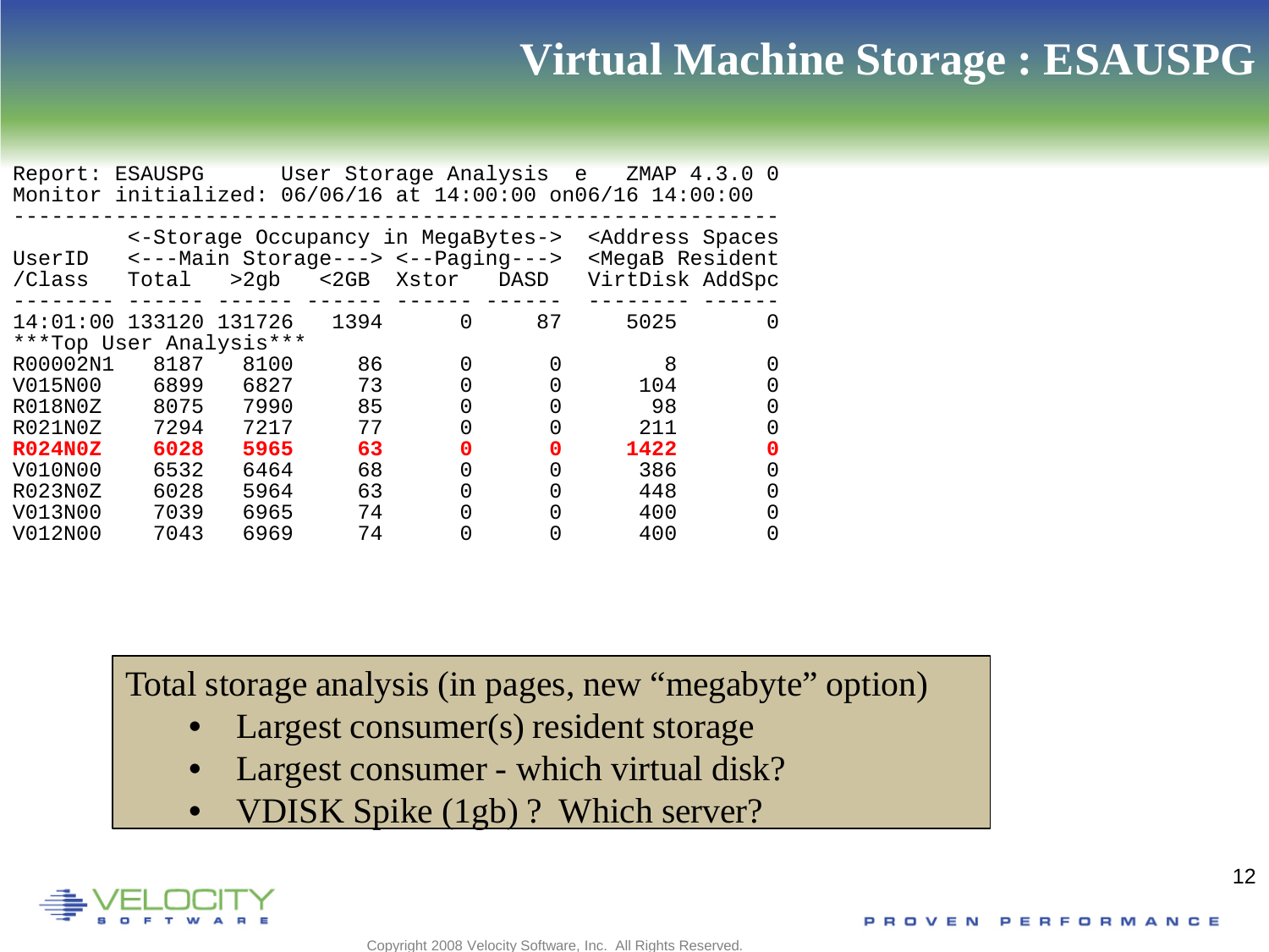# Virtual Machine Storage : ESAUSPG

```
Report: ESAUSPG      User Storage Analysis  e   ZMAP 4.3.0 0
Monitor initialized: 06/06/16 at 14:00:00 on06/16 14:00:00
------------------------------------------------------------
         <-Storage Occupancy in MegaBytes->  <Address Spaces
UserID   <---Main Storage---> <--Paging--->  <MegaB Resident
/Class   Total   >2gb   <2GB  Xstor   DASD   VirtDisk AddSpc
-------- ------ ------ ------ ------ ------  -------- ------
14:01:00 133120 131726   1394      0     87      5025      0
***Top User Analysis***
R00002N1   8187   8100     86      0      0         8      0
V015N00    6899   6827     73      0      0       104      0
R018N0Z    8075   7990     85      0      0        98      0
R021N0Z    7294   7217     77      0      0       211      0
R024N0Z    6028   5965     63      0      0      1422      0
V010N00    6532   6464     68      0      0       386      0
R023N0Z    6028   5964     63      0      0       448      0
V013N00    7039   6965     74      0      0       400      0
V012N00    7043   6969     74      0      0       400      0
```

Total storage analysis (in pages, new "megabyte" option)

- Largest consumer(s) resident storage
- Largest consumer - which virtual disk?
- VDISK Spike (1gb) ? Which server?

Copyright 2008 Velocity Software, Inc. All Rights Reserved.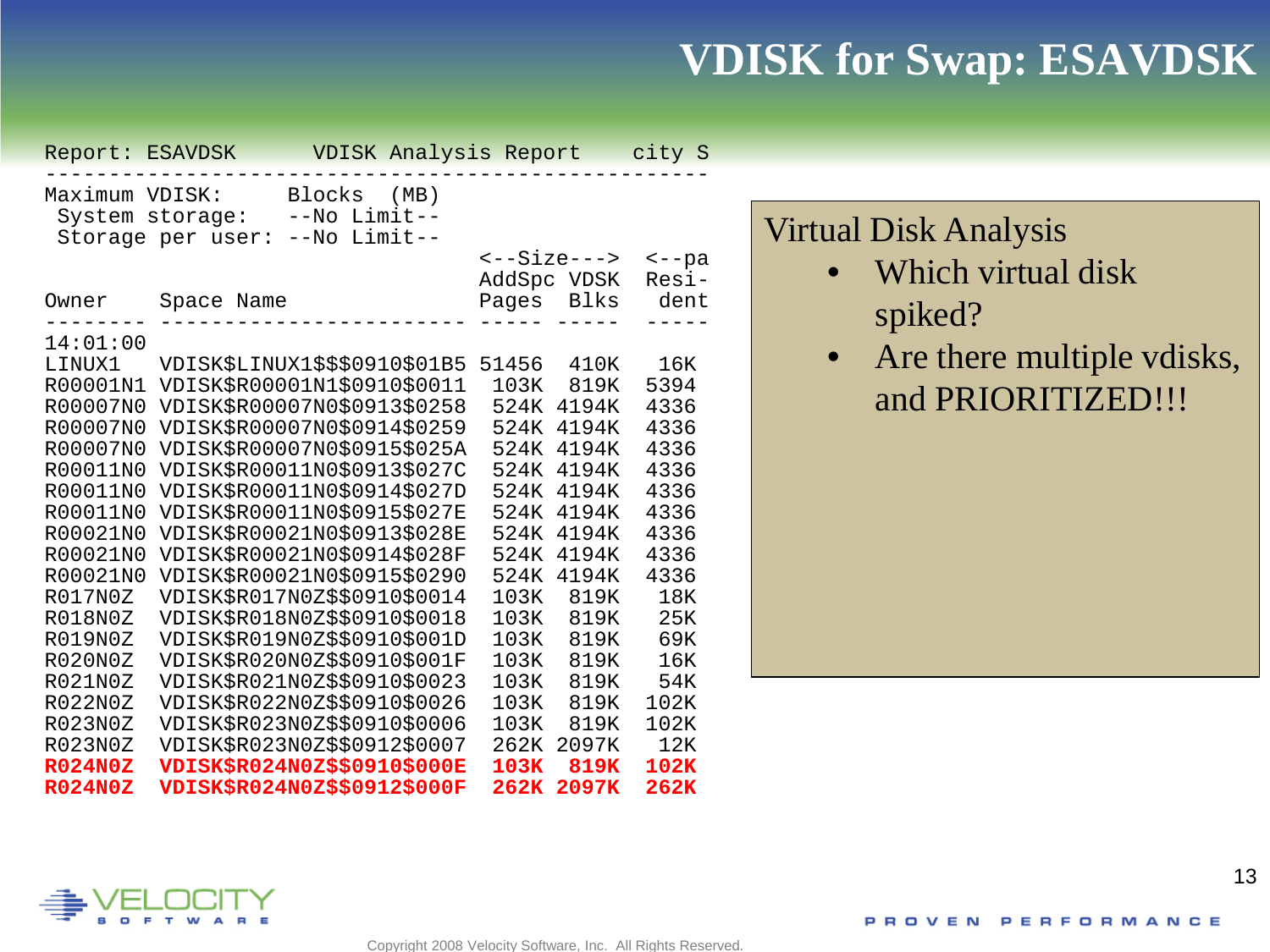# VDISK for Swap: ESAVDSK

```
Report: ESAVDSK      VDISK Analysis Report    city S
----------------------------------------------------
Maximum VDISK:       Blocks  (MB)
 System storage:    --No Limit--
 Storage per user: --No Limit--
                                      <--Size---> <--pa
                                      AddSpc VDSK  Resi-
Owner    Space Name                   Pages  Blks   dent
-------- ------------------------ ----- -----  -----
14:01:00
LINUX1   VDISK$LINUX1$$$0910$01B5 51456  410K   16K
R00001N1 VDISK$R00001N1$0910$0011  103K  819K  5394
R00007N0 VDISK$R00007N0$0913$0258  524K 4194K  4336
R00007N0 VDISK$R00007N0$0914$0259  524K 4194K  4336
R00007N0 VDISK$R00007N0$0915$025A  524K 4194K  4336
R00011N0 VDISK$R00011N0$0913$027C  524K 4194K  4336
R00011N0 VDISK$R00011N0$0914$027D  524K 4194K  4336
R00011N0 VDISK$R00011N0$0915$027E  524K 4194K  4336
R00021N0 VDISK$R00021N0$0913$028E  524K 4194K  4336
R00021N0 VDISK$R00021N0$0914$028F  524K 4194K  4336
R00021N0 VDISK$R00021N0$0915$0290  524K 4194K  4336
R017N0Z  VDISK$R017N0Z$$0910$0014  103K  819K   18K
R018N0Z  VDISK$R018N0Z$$0910$0018  103K  819K   25K
R019N0Z  VDISK$R019N0Z$$0910$001D  103K  819K   69K
R020N0Z  VDISK$R020N0Z$$0910$001F  103K  819K   16K
R021N0Z  VDISK$R021N0Z$$0910$0023  103K  819K   54K
R022N0Z  VDISK$R022N0Z$$0910$0026  103K  819K  102K
R023N0Z  VDISK$R023N0Z$$0910$0006  103K  819K  102K
R023N0Z  VDISK$R023N0Z$$0912$0007  262K 2097K   12K
R024N0Z  VDISK$R024N0Z$$0910$000E  103K  819K  102K
R024N0Z  VDISK$R024N0Z$$0912$000F  262K 2097K  262K
```

Virtual Disk Analysis

- Which virtual disk spiked?
- Are there multiple vdisks, and PRIORITIZED!!!

Copyright 2008 Velocity Software, Inc. All Rights Reserved.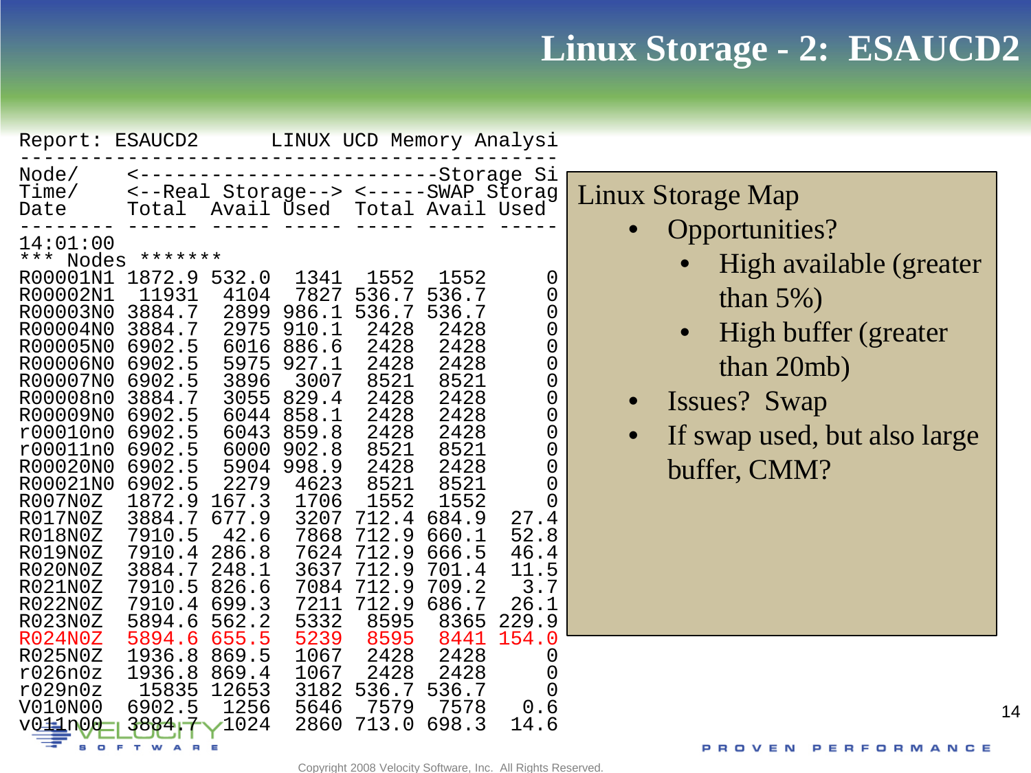# Linux Storage - 2: ESAUCD2

```
Report: ESAUCD2      LINUX UCD Memory Analysi
---------------------------------------------
Node/     <-------------------------Storage Si
Time/     <--Real Storage--> <-----SWAP Storag
Date      Total  Avail Used  Total Avail Used
--------  ------ ----- ----- ----- ----- -----
14:01:00
*** Nodes *******
R00001N1 1872.9 532.0  1341  1552  1552     0
R00002N1  11931  4104  7827 536.7 536.7     0
R00003N0 3884.7  2899 986.1 536.7 536.7     0
R00004N0 3884.7  2975 910.1  2428  2428     0
R00005N0 6902.5  6016 886.6  2428  2428     0
R00006N0 6902.5  5975 927.1  2428  2428     0
R00007N0 6902.5  3896  3007  8521  8521     0
R00008n0 3884.7  3055 829.4  2428  2428     0
R00009N0 6902.5  6044 858.1  2428  2428     0
r00010n0 6902.5  6043 859.8  2428  2428     0
r00011n0 6902.5  6000 902.8  8521  8521     0
R00020N0 6902.5  5904 998.9  2428  2428     0
R00021N0 6902.5  2279  4623  8521  8521     0
R007N0Z  1872.9 167.3  1706  1552  1552     0
R017N0Z  3884.7 677.9  3207 712.4 684.9  27.4
R018N0Z  7910.5  42.6  7868 712.9 660.1  52.8
R019N0Z  7910.4 286.8  7624 712.9 666.5  46.4
R020N0Z  3884.7 248.1  3637 712.9 701.4  11.5
R021N0Z  7910.5 826.6  7084 712.9 709.2   3.7
R022N0Z  7910.4 699.3  7211 712.9 686.7  26.1
R023N0Z  5894.6 562.2  5332  8595  8365 229.9
R024N0Z  5894.6 655.5  5239  8595  8441 154.0
R025N0Z  1936.8 869.5  1067  2428  2428     0
r026n0z  1936.8 869.4  1067  2428  2428     0
r029n0z   15835 12653  3182 536.7 536.7     0
V010N00  6902.5  1256  5646  7579  7578   0.6
v011n00  3884.7  1024  2860 713.0 698.3  14.6
```

Linux Storage Map

- Opportunities?
  - High available (greater than 5%)
  - High buffer (greater than 20mb)
- Issues? Swap
- If swap used, but also large buffer, CMM?

Copyright 2008 Velocity Software, Inc. All Rights Reserved.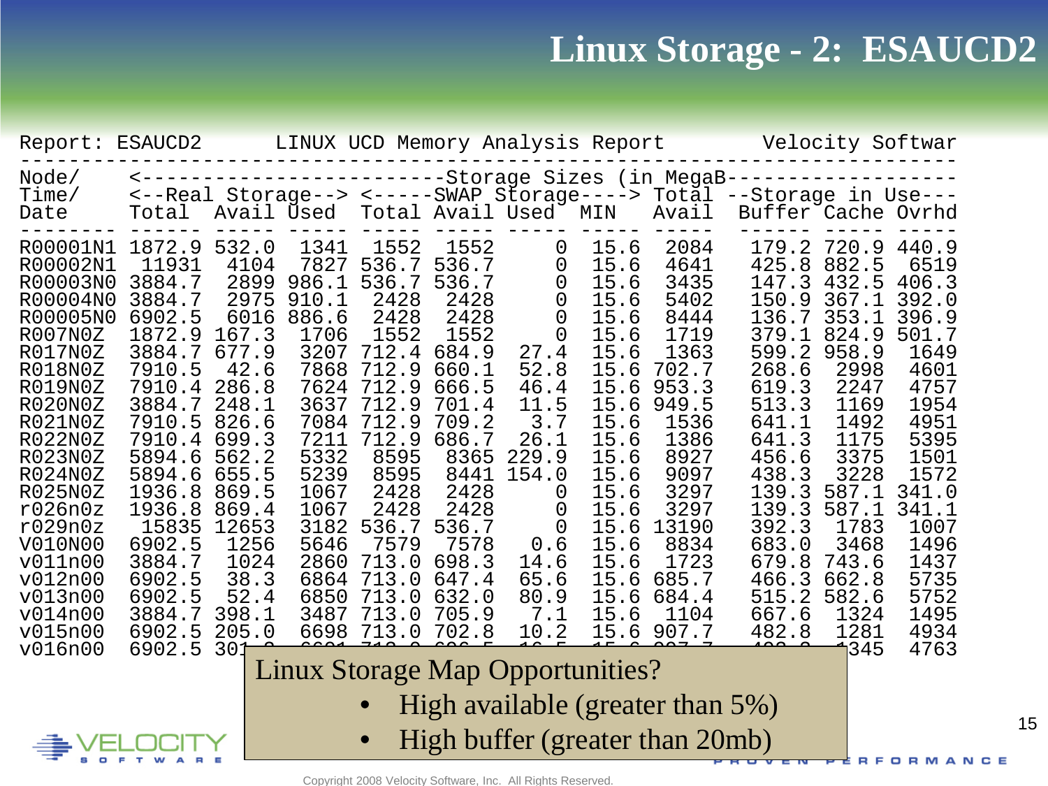# Linux Storage - 2: ESAUCD2

```
Report: ESAUCD2      LINUX UCD Memory Analysis Report        Velocity Softwar
-----------------------------------------------------------------------------
Node/      <------------------------Storage Sizes (in MegaB------------------
Time/      <--Real Storage--> <-----SWAP Storage----> Total  --Storage in Use---
Date       Total  Avail Used  Total Avail Used   MIN   Avail  Buffer Cache Ovrhd
--------   ------ ----- ----- ----- ----- -----  ----- -----  ------ ----- -----
R00001N1 1872.9 532.0  1341  1552  1552      0  15.6  2084   179.2 720.9 440.9
R00002N1  11931  4104  7827 536.7 536.7      0  15.6  4641   425.8 882.5  6519
R00003N0 3884.7  2899 986.1 536.7 536.7      0  15.6  3435   147.3 432.5 406.3
R00004N0 3884.7  2975 910.1  2428  2428      0  15.6  5402   150.9 367.1 392.0
R00005N0 6902.5  6016 886.6  2428  2428      0  15.6  8444   136.7 353.1 396.9
R007N0Z  1872.9 167.3  1706  1552  1552      0  15.6  1719   379.1 824.9 501.7
R017N0Z  3884.7 677.9  3207 712.4 684.9   27.4  15.6  1363   599.2 958.9  1649
R018N0Z  7910.5  42.6  7868 712.9 660.1   52.8  15.6 702.7   268.6  2998  4601
R019N0Z  7910.4 286.8  7624 712.9 666.5   46.4  15.6 953.3   619.3  2247  4757
R020N0Z  3884.7 248.1  3637 712.9 701.4   11.5  15.6 949.5   513.3  1169  1954
R021N0Z  7910.5 826.6  7084 712.9 709.2    3.7  15.6  1536   641.1  1492  4951
R022N0Z  7910.4 699.3  7211 712.9 686.7   26.1  15.6  1386   641.3  1175  5395
R023N0Z  5894.6 562.2  5332  8595  8365  229.9  15.6  8927   456.6  3375  1501
R024N0Z  5894.6 655.5  5239  8595  8441  154.0  15.6  9097   438.3  3228  1572
R025N0Z  1936.8 869.5  1067  2428  2428      0  15.6  3297   139.3 587.1 341.0
r026n0z  1936.8 869.4  1067  2428  2428      0  15.6  3297   139.3 587.1 341.1
r029n0z   15835 12653  3182 536.7 536.7      0  15.6 13190   392.3  1783  1007
V010N00  6902.5  1256  5646  7579  7578    0.6  15.6  8834   683.0  3468  1496
v011n00  3884.7  1024  2860 713.0 698.3   14.6  15.6  1723   679.8 743.6  1437
v012n00  6902.5  38.3  6864 713.0 647.4   65.6  15.6 685.7   466.3 662.8  5735
v013n00  6902.5  52.4  6850 713.0 632.0   80.9  15.6 684.4   515.2 582.6  5752
v014n00  3884.7 398.1  3487 713.0 705.9    7.1  15.6  1104   667.6  1324  1495
v015n00  6902.5 205.0  6698 713.0 702.8   10.2  15.6 907.7   482.8  1281  4934
v016n00  6902.5 301                                                 1345  4763
```

Linux Storage Map Opportunities?

- High available (greater than 5%)
- High buffer (greater than 20mb)

Copyright 2008 Velocity Software, Inc. All Rights Reserved.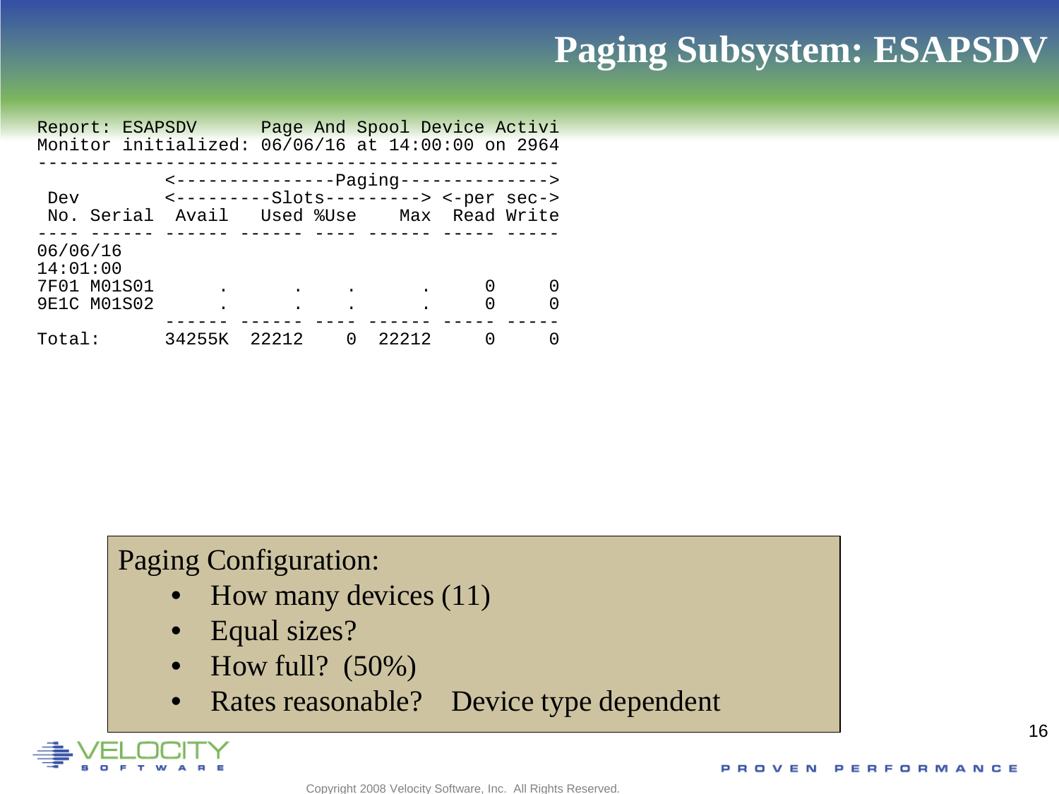# Paging Subsystem: ESAPSDV

```
Report: ESAPSDV      Page And Spool Device Activi
Monitor initialized: 06/06/16 at 14:00:00 on 2964
-------------------------------------------------
            <---------------Paging-------------->
 Dev        <---------Slots---------> <-per sec->
 No. Serial  Avail   Used %Use    Max  Read Write
---- ------ ------ ------ ---- ------ ----- -----
06/06/16
14:01:00
7F01 M01S01      .      .    .      .     0     0
9E1C M01S02      .      .    .      .     0     0
            ------ ------ ---- ------ ----- -----
Total:      34255K  22212    0  22212     0     0
```

Paging Configuration:

- How many devices (11)
- Equal sizes?
- How full? (50%)
- Rates reasonable? Device type dependent

Copyright 2008 Velocity Software, Inc. All Rights Reserved.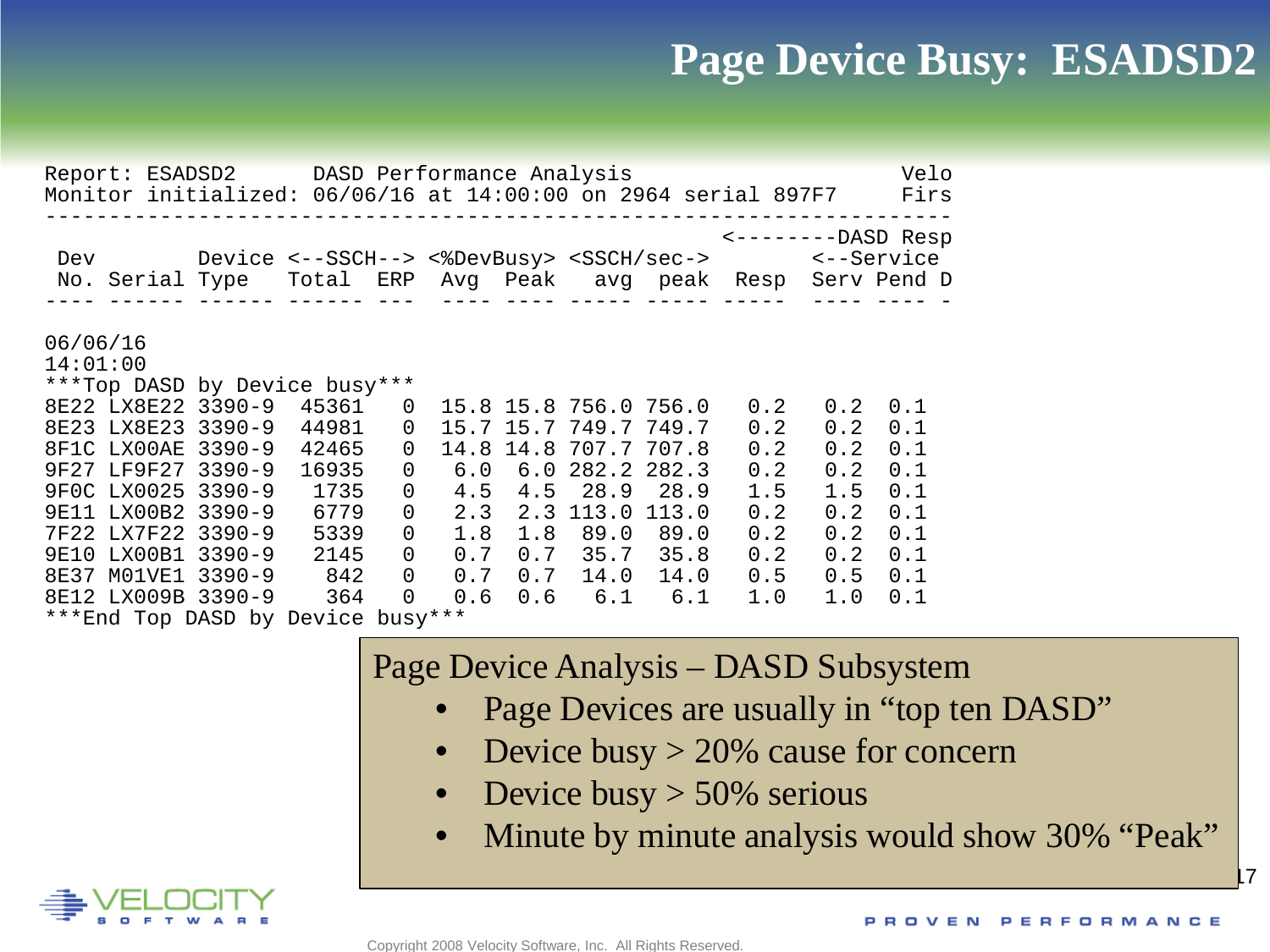# Page Device Busy: ESADSD2

```
Report: ESADSD2      DASD Performance Analysis                          Velo
Monitor initialized: 06/06/16 at 14:00:00 on 2964 serial 897F7          Firs
----------------------------------------------------------------------------
                                                       <--------DASD Resp
 Dev        Device <--SSCH--> <%DevBusy> <SSCH/sec->         <--Service
 No. Serial Type   Total  ERP  Avg  Peak   avg  peak  Resp   Serv Pend D
---- ------ ------ ------ ---  ---- ---- ----- ----- -----   ---- ---- -

06/06/16
14:01:00
***Top DASD by Device busy***
8E22 LX8E22 3390-9  45361   0  15.8 15.8 756.0 756.0   0.2    0.2  0.1
8E23 LX8E23 3390-9  44981   0  15.7 15.7 749.7 749.7   0.2    0.2  0.1
8F1C LX00AE 3390-9  42465   0  14.8 14.8 707.7 707.8   0.2    0.2  0.1
9F27 LF9F27 3390-9  16935   0   6.0  6.0 282.2 282.3   0.2    0.2  0.1
9F0C LX0025 3390-9   1735   0   4.5  4.5  28.9  28.9   1.5    1.5  0.1
9E11 LX00B2 3390-9   6779   0   2.3  2.3 113.0 113.0   0.2    0.2  0.1
7F22 LX7F22 3390-9   5339   0   1.8  1.8  89.0  89.0   0.2    0.2  0.1
9E10 LX00B1 3390-9   2145   0   0.7  0.7  35.7  35.8   0.2    0.2  0.1
8E37 M01VE1 3390-9    842   0   0.7  0.7  14.0  14.0   0.5    0.5  0.1
8E12 LX009B 3390-9    364   0   0.6  0.6   6.1   6.1   1.0    1.0  0.1
***End Top DASD by Device busy***
```

Page Device Analysis – DASD Subsystem

- Page Devices are usually in “top ten DASD”
- Device busy > 20% cause for concern
- Device busy > 50% serious
- Minute by minute analysis would show 30% “Peak”

Copyright 2008 Velocity Software, Inc. All Rights Reserved.